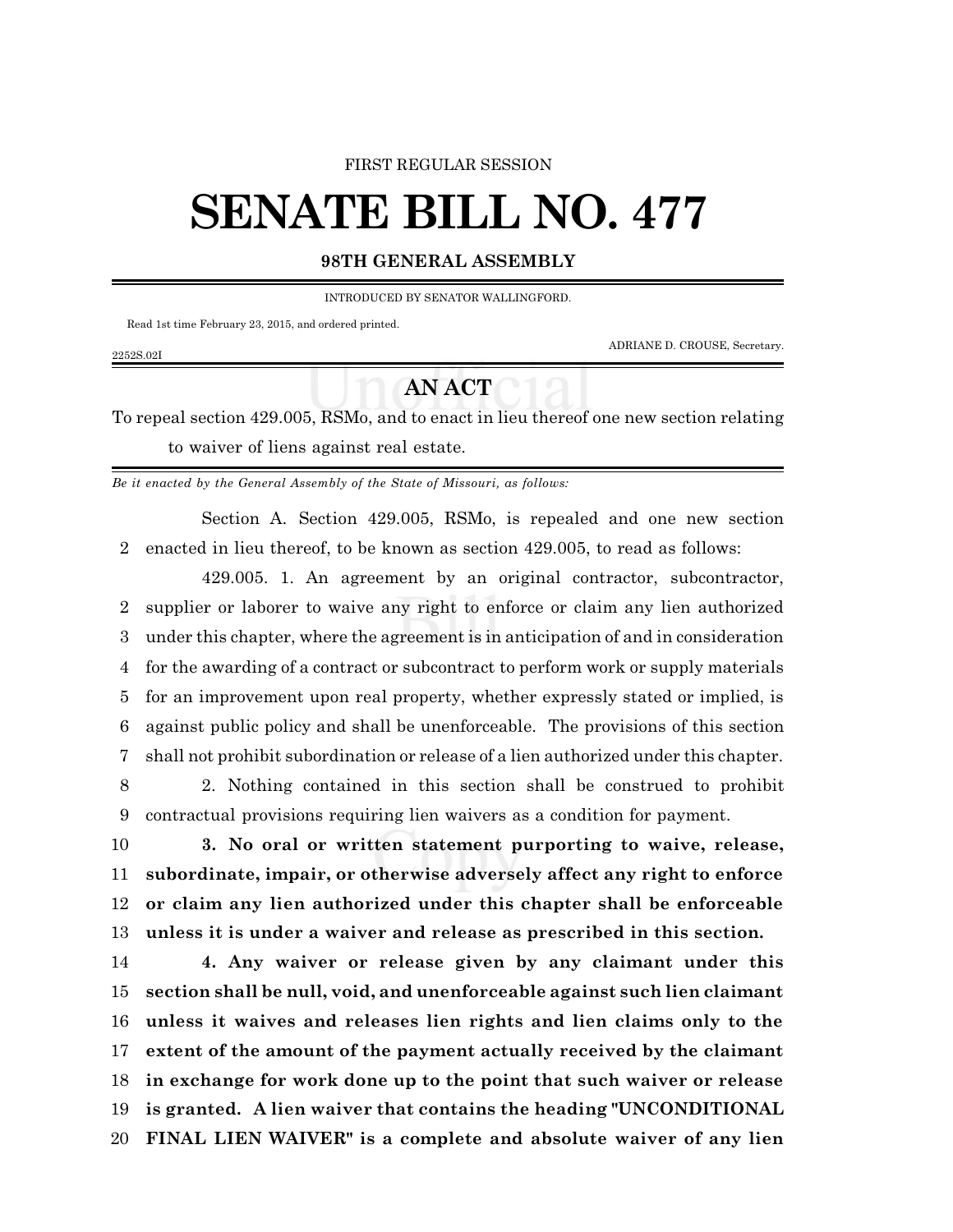FIRST REGULAR SESSION

# SENATE BILL NO. 477

**98TH GENERAL ASSEMBLY**

INTRODUCED BY SENATOR WALLINGFORD.

Read 1st time February 23, 2015, and ordered printed.

ADRIANE D. CROUSE, Secretary.

2252S.02I

## AN ACT

To repeal section 429.005, RSMo, and to enact in lieu thereof one new section relating to waiver of liens against real estate.

*Be it enacted by the General Assembly of the State of Missouri, as follows:*

Section A. Section 429.005, RSMo, is repealed and one new section enacted in lieu thereof, to be known as section 429.005, to read as follows:

429.005. 1. An agreement by an original contractor, subcontractor, supplier or laborer to waive any right to enforce or claim any lien authorized under this chapter, where the agreement is in anticipation of and in consideration for the awarding of a contract or subcontract to perform work or supply materials for an improvement upon real property, whether expressly stated or implied, is against public policy and shall be unenforceable. The provisions of this section shall not prohibit subordination or release of a lien authorized under this chapter.

2. Nothing contained in this section shall be construed to prohibit contractual provisions requiring lien waivers as a condition for payment.

**3. No oral or written statement purporting to waive, release, subordinate, impair, or otherwise adversely affect any right to enforce or claim any lien authorized under this chapter shall be enforceable unless it is under a waiver and release as prescribed in this section.**

**4. Any waiver or release given by any claimant under this section shall be null, void, and unenforceable against such lien claimant unless it waives and releases lien rights and lien claims only to the extent of the amount of the payment actually received by the claimant in exchange for work done up to the point that such waiver or release is granted. A lien waiver that contains the heading "UNCONDITIONAL FINAL LIEN WAIVER" is a complete and absolute waiver of any lien**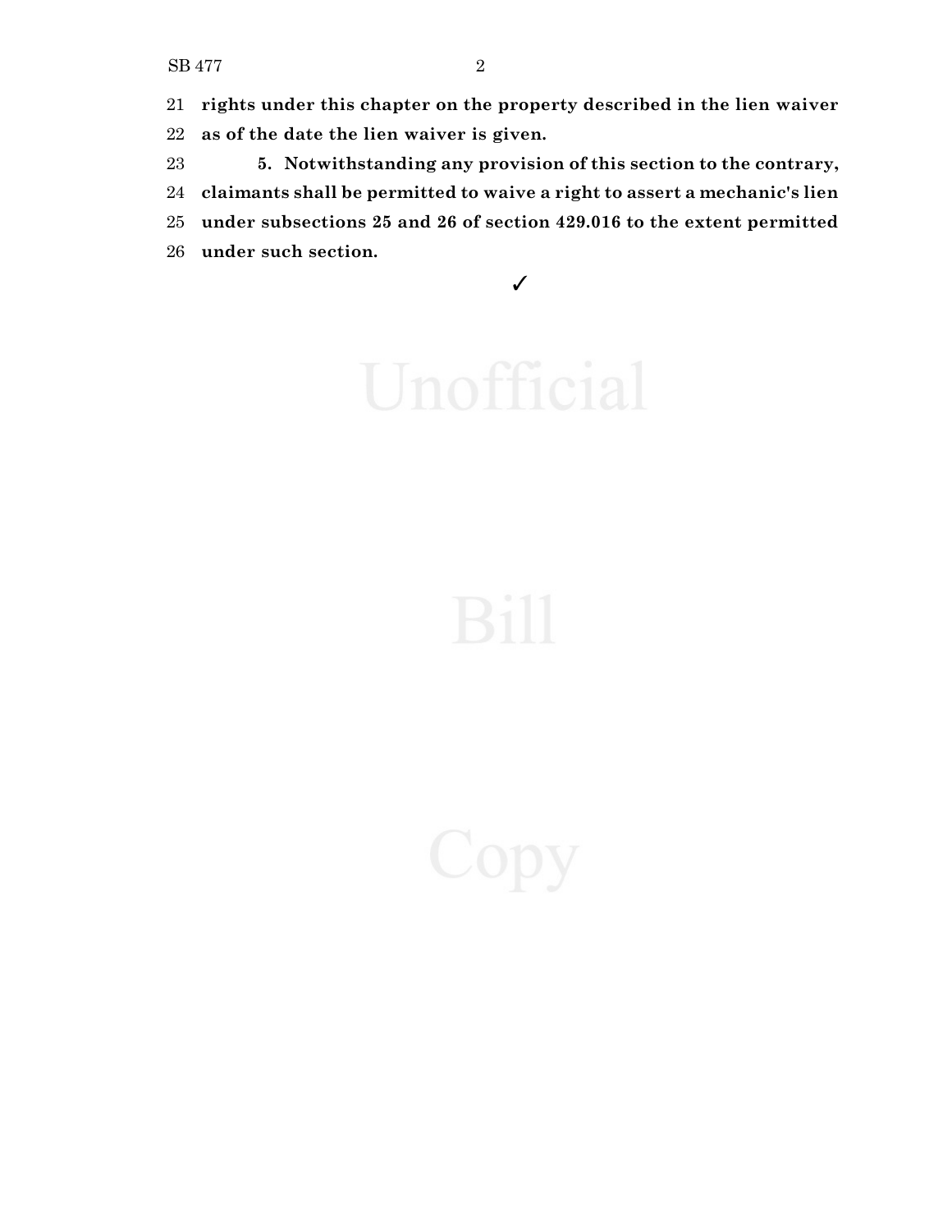**rights under this chapter on the property described in the lien waiver as of the date the lien waiver is given.**

**5. Notwithstanding any provision of this section to the contrary, claimants shall be permitted to waive a right to assert a mechanic's lien under subsections 25 and 26 of section 429.016 to the extent permitted under such section.**

✓